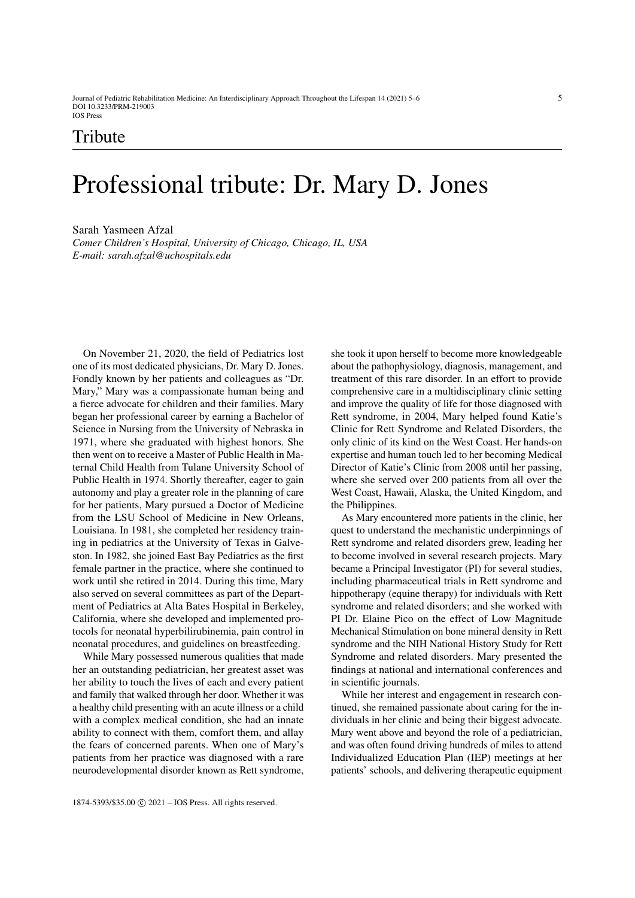## Tribute

# Professional tribute: Dr. Mary D. Jones

Sarah Yasmeen Afzal
*Comer Children's Hospital, University of Chicago, Chicago, IL, USA*
*E-mail: sarah.afzal@uchospitals.edu*

On November 21, 2020, the field of Pediatrics lost one of its most dedicated physicians, Dr. Mary D. Jones. Fondly known by her patients and colleagues as "Dr. Mary," Mary was a compassionate human being and a fierce advocate for children and their families. Mary began her professional career by earning a Bachelor of Science in Nursing from the University of Nebraska in 1971, where she graduated with highest honors. She then went on to receive a Master of Public Health in Maternal Child Health from Tulane University School of Public Health in 1974. Shortly thereafter, eager to gain autonomy and play a greater role in the planning of care for her patients, Mary pursued a Doctor of Medicine from the LSU School of Medicine in New Orleans, Louisiana. In 1981, she completed her residency training in pediatrics at the University of Texas in Galveston. In 1982, she joined East Bay Pediatrics as the first female partner in the practice, where she continued to work until she retired in 2014. During this time, Mary also served on several committees as part of the Department of Pediatrics at Alta Bates Hospital in Berkeley, California, where she developed and implemented protocols for neonatal hyperbilirubinemia, pain control in neonatal procedures, and guidelines on breastfeeding.

While Mary possessed numerous qualities that made her an outstanding pediatrician, her greatest asset was her ability to touch the lives of each and every patient and family that walked through her door. Whether it was a healthy child presenting with an acute illness or a child with a complex medical condition, she had an innate ability to connect with them, comfort them, and allay the fears of concerned parents. When one of Mary's patients from her practice was diagnosed with a rare neurodevelopmental disorder known as Rett syndrome, she took it upon herself to become more knowledgeable about the pathophysiology, diagnosis, management, and treatment of this rare disorder. In an effort to provide comprehensive care in a multidisciplinary clinic setting and improve the quality of life for those diagnosed with Rett syndrome, in 2004, Mary helped found Katie's Clinic for Rett Syndrome and Related Disorders, the only clinic of its kind on the West Coast. Her hands-on expertise and human touch led to her becoming Medical Director of Katie's Clinic from 2008 until her passing, where she served over 200 patients from all over the West Coast, Hawaii, Alaska, the United Kingdom, and the Philippines.

As Mary encountered more patients in the clinic, her quest to understand the mechanistic underpinnings of Rett syndrome and related disorders grew, leading her to become involved in several research projects. Mary became a Principal Investigator (PI) for several studies, including pharmaceutical trials in Rett syndrome and hippotherapy (equine therapy) for individuals with Rett syndrome and related disorders; and she worked with PI Dr. Elaine Pico on the effect of Low Magnitude Mechanical Stimulation on bone mineral density in Rett syndrome and the NIH National History Study for Rett Syndrome and related disorders. Mary presented the findings at national and international conferences and in scientific journals.

While her interest and engagement in research continued, she remained passionate about caring for the individuals in her clinic and being their biggest advocate. Mary went above and beyond the role of a pediatrician, and was often found driving hundreds of miles to attend Individualized Education Plan (IEP) meetings at her patients' schools, and delivering therapeutic equipment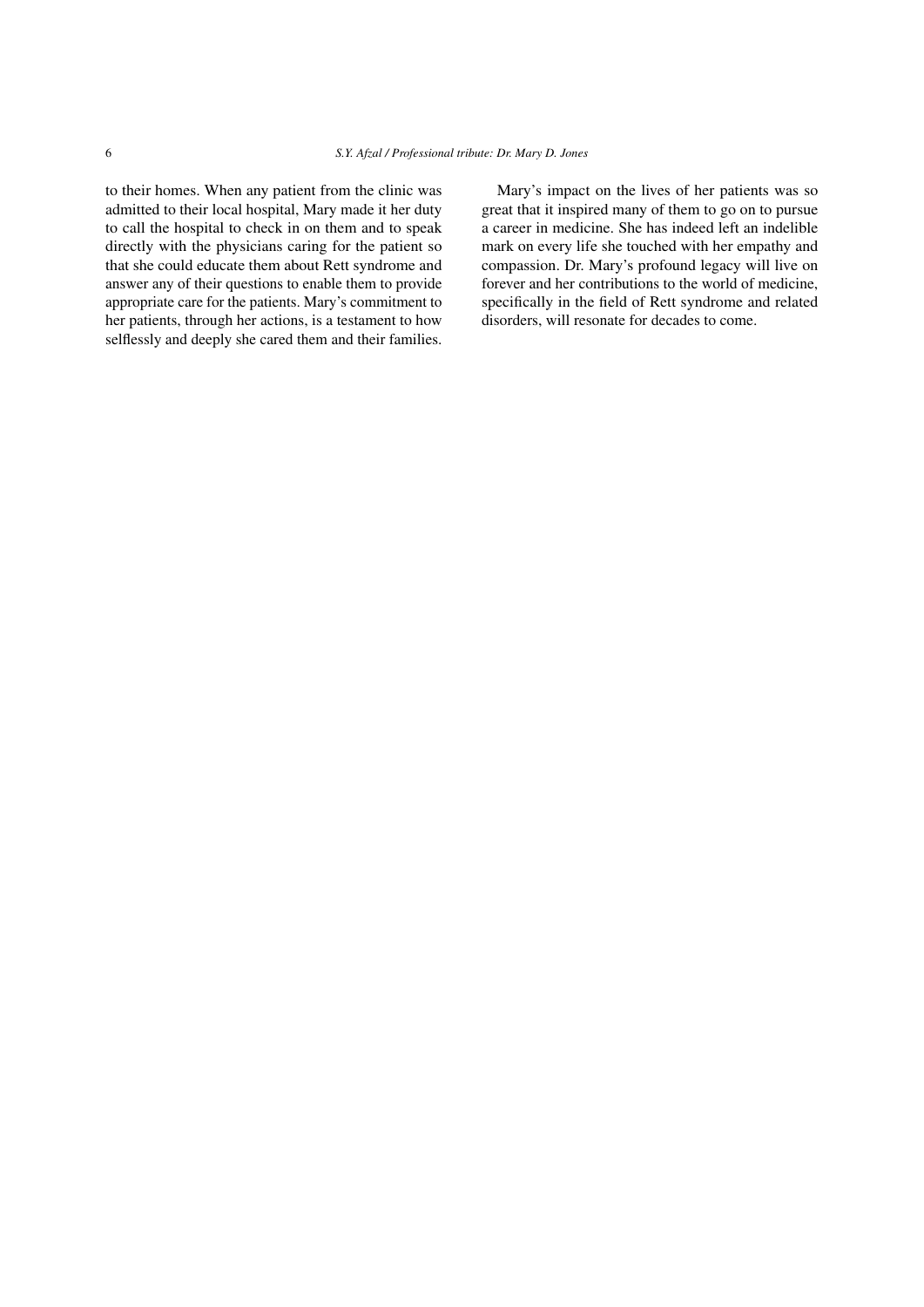to their homes. When any patient from the clinic was admitted to their local hospital, Mary made it her duty to call the hospital to check in on them and to speak directly with the physicians caring for the patient so that she could educate them about Rett syndrome and answer any of their questions to enable them to provide appropriate care for the patients. Mary's commitment to her patients, through her actions, is a testament to how selflessly and deeply she cared them and their families.

Mary's impact on the lives of her patients was so great that it inspired many of them to go on to pursue a career in medicine. She has indeed left an indelible mark on every life she touched with her empathy and compassion. Dr. Mary's profound legacy will live on forever and her contributions to the world of medicine, specifically in the field of Rett syndrome and related disorders, will resonate for decades to come.